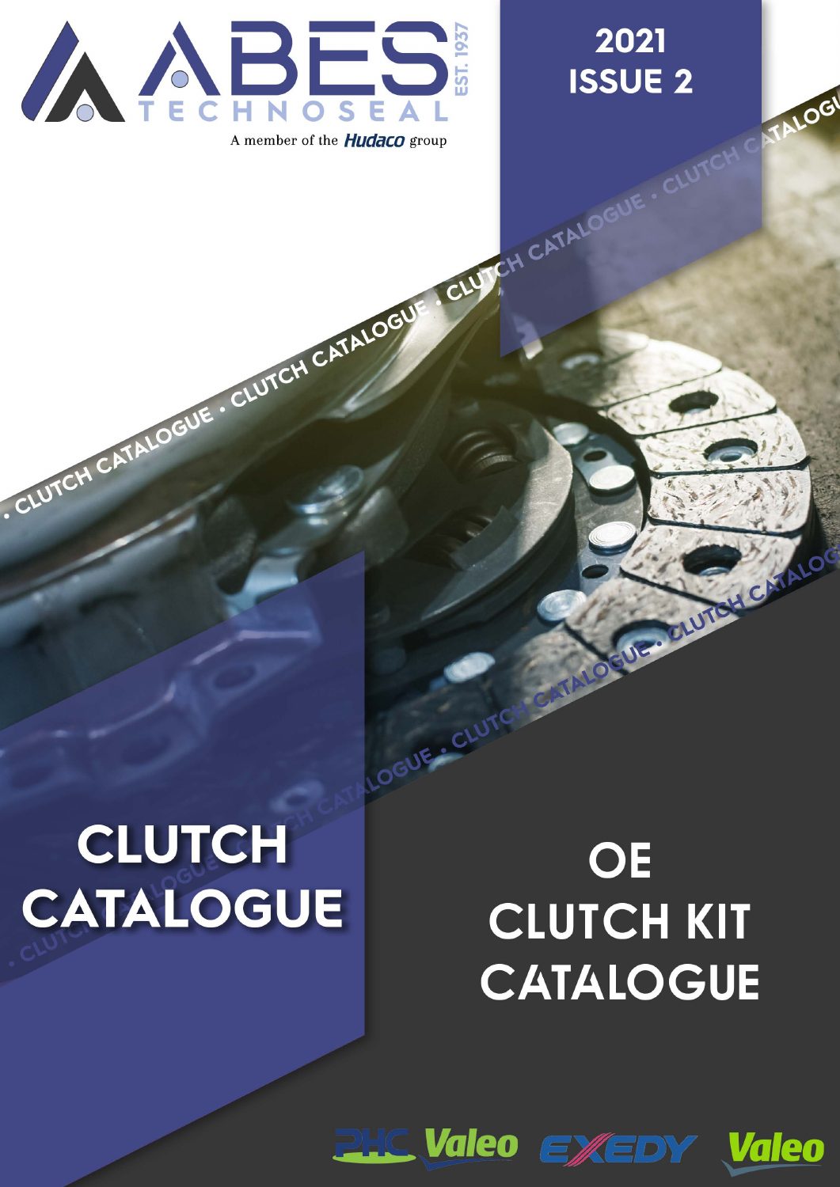ABES TECHNOSEAL EST. 1937

A member of the *Hudaco* group

**2021 ISSUE 2**

# CLUTCH CATALOGUE

# OE CLUTCH KIT CATALOGUE

PHC Valeo EXEDY Valeo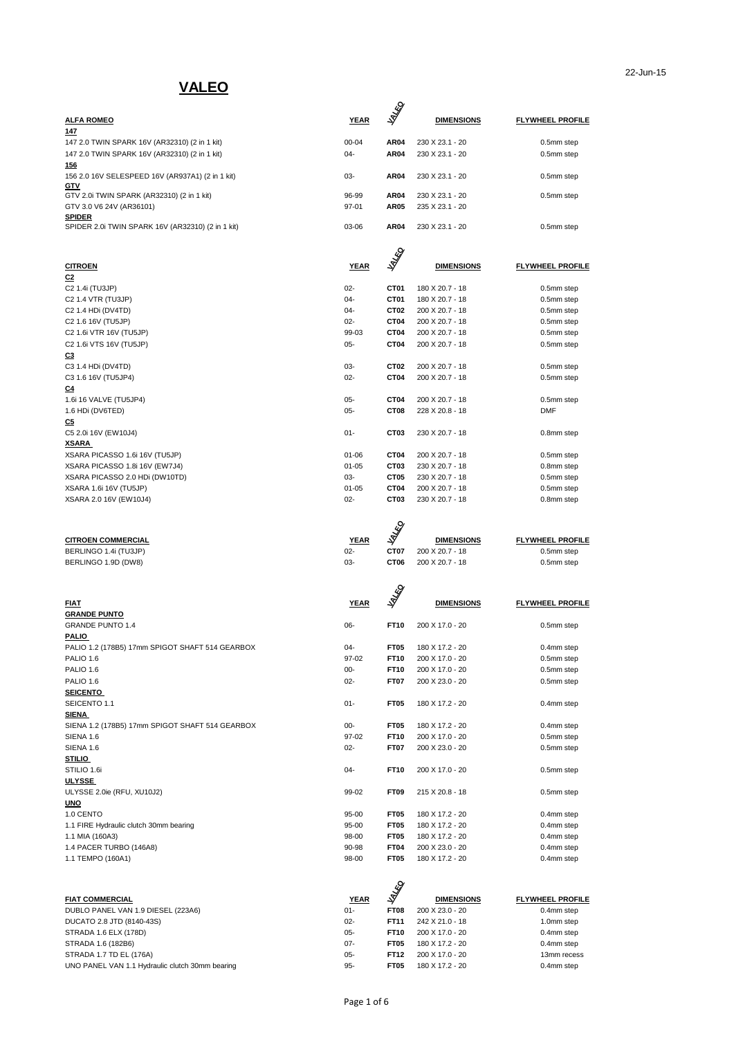# VALEO

22-Jun-15

| ALFA ROMEO | YEAR | VALEO | DIMENSIONS | FLYWHEEL PROFILE |
|---|---|---|---|---|
| **147** | | | | |
| 147 2.0 TWIN SPARK 16V (AR32310) (2 in 1 kit) | 00-04 | **AR04** | 230 X 23.1 - 20 | 0.5mm step |
| 147 2.0 TWIN SPARK 16V (AR32310) (2 in 1 kit) | 04- | **AR04** | 230 X 23.1 - 20 | 0.5mm step |
| **156** | | | | |
| 156 2.0 16V SELESPEED 16V (AR937A1) (2 in 1 kit) | 03- | **AR04** | 230 X 23.1 - 20 | 0.5mm step |
| **GTV** | | | | |
| GTV 2.0i TWIN SPARK (AR32310) (2 in 1 kit) | 96-99 | **AR04** | 230 X 23.1 - 20 | 0.5mm step |
| GTV 3.0 V6 24V (AR36101) | 97-01 | **AR05** | 235 X 23.1 - 20 | |
| **SPIDER** | | | | |
| SPIDER 2.0i TWIN SPARK 16V (AR32310) (2 in 1 kit) | 03-06 | **AR04** | 230 X 23.1 - 20 | 0.5mm step |

| CITROEN | YEAR | VALEO | DIMENSIONS | FLYWHEEL PROFILE |
|---|---|---|---|---|
| **C2** | | | | |
| C2 1.4i (TU3JP) | 02- | **CT01** | 180 X 20.7 - 18 | 0.5mm step |
| C2 1.4 VTR (TU3JP) | 04- | **CT01** | 180 X 20.7 - 18 | 0.5mm step |
| C2 1.4 HDi (DV4TD) | 04- | **CT02** | 200 X 20.7 - 18 | 0.5mm step |
| C2 1.6 16V (TU5JP) | 02- | **CT04** | 200 X 20.7 - 18 | 0.5mm step |
| C2 1.6i VTR 16V (TU5JP) | 99-03 | **CT04** | 200 X 20.7 - 18 | 0.5mm step |
| C2 1.6i VTS 16V (TU5JP) | 05- | **CT04** | 200 X 20.7 - 18 | 0.5mm step |
| **C3** | | | | |
| C3 1.4 HDi (DV4TD) | 03- | **CT02** | 200 X 20.7 - 18 | 0.5mm step |
| C3 1.6 16V (TU5JP4) | 02- | **CT04** | 200 X 20.7 - 18 | 0.5mm step |
| **C4** | | | | |
| 1.6i 16 VALVE (TU5JP4) | 05- | **CT04** | 200 X 20.7 - 18 | 0.5mm step |
| 1.6 HDi (DV6TED) | 05- | **CT08** | 228 X 20.8 - 18 | DMF |
| **C5** | | | | |
| C5 2.0i 16V (EW10J4) | 01- | **CT03** | 230 X 20.7 - 18 | 0.8mm step |
| **XSARA** | | | | |
| XSARA PICASSO 1.6i 16V (TU5JP) | 01-06 | **CT04** | 200 X 20.7 - 18 | 0.5mm step |
| XSARA PICASSO 1.8i 16V (EW7J4) | 01-05 | **CT03** | 230 X 20.7 - 18 | 0.8mm step |
| XSARA PICASSO 2.0 HDi (DW10TD) | 03- | **CT05** | 230 X 20.7 - 18 | 0.5mm step |
| XSARA 1.6i 16V (TU5JP) | 01-05 | **CT04** | 200 X 20.7 - 18 | 0.5mm step |
| XSARA 2.0 16V (EW10J4) | 02- | **CT03** | 230 X 20.7 - 18 | 0.8mm step |

| CITROEN COMMERCIAL | YEAR | VALEO | DIMENSIONS | FLYWHEEL PROFILE |
|---|---|---|---|---|
| BERLINGO 1.4i (TU3JP) | 02- | **CT07** | 200 X 20.7 - 18 | 0.5mm step |
| BERLINGO 1.9D (DW8) | 03- | **CT06** | 200 X 20.7 - 18 | 0.5mm step |

| FIAT | YEAR | VALEO | DIMENSIONS | FLYWHEEL PROFILE |
|---|---|---|---|---|
| **GRANDE PUNTO** | | | | |
| GRANDE PUNTO 1.4 | 06- | **FT10** | 200 X 17.0 - 20 | 0.5mm step |
| **PALIO** | | | | |
| PALIO 1.2 (178B5) 17mm SPIGOT SHAFT 514 GEARBOX | 04- | **FT05** | 180 X 17.2 - 20 | 0.4mm step |
| PALIO 1.6 | 97-02 | **FT10** | 200 X 17.0 - 20 | 0.5mm step |
| PALIO 1.6 | 00- | **FT10** | 200 X 17.0 - 20 | 0.5mm step |
| PALIO 1.6 | 02- | **FT07** | 200 X 23.0 - 20 | 0.5mm step |
| **SEICENTO** | | | | |
| SEICENTO 1.1 | 01- | **FT05** | 180 X 17.2 - 20 | 0.4mm step |
| **SIENA** | | | | |
| SIENA 1.2 (178B5) 17mm SPIGOT SHAFT 514 GEARBOX | 00- | **FT05** | 180 X 17.2 - 20 | 0.4mm step |
| SIENA 1.6 | 97-02 | **FT10** | 200 X 17.0 - 20 | 0.5mm step |
| SIENA 1.6 | 02- | **FT07** | 200 X 23.0 - 20 | 0.5mm step |
| **STILIO** | | | | |
| STILIO 1.6i | 04- | **FT10** | 200 X 17.0 - 20 | 0.5mm step |
| **ULYSSE** | | | | |
| ULYSSE 2.0ie (RFU, XU10J2) | 99-02 | **FT09** | 215 X 20.8 - 18 | 0.5mm step |
| **UNO** | | | | |
| 1.0 CENTO | 95-00 | **FT05** | 180 X 17.2 - 20 | 0.4mm step |
| 1.1 FIRE Hydraulic clutch 30mm bearing | 95-00 | **FT05** | 180 X 17.2 - 20 | 0.4mm step |
| 1.1 MIA (160A3) | 98-00 | **FT05** | 180 X 17.2 - 20 | 0.4mm step |
| 1.4 PACER TURBO (146A8) | 90-98 | **FT04** | 200 X 23.0 - 20 | 0.4mm step |
| 1.1 TEMPO (160A1) | 98-00 | **FT05** | 180 X 17.2 - 20 | 0.4mm step |

| FIAT COMMERCIAL | YEAR | VALEO | DIMENSIONS | FLYWHEEL PROFILE |
|---|---|---|---|---|
| DUBLO PANEL VAN 1.9 DIESEL (223A6) | 01- | **FT08** | 200 X 23.0 - 20 | 0.4mm step |
| DUCATO 2.8 JTD (8140-43S) | 02- | **FT11** | 242 X 21.0 - 18 | 1.0mm step |
| STRADA 1.6 ELX (178D) | 05- | **FT10** | 200 X 17.0 - 20 | 0.4mm step |
| STRADA 1.6 (182B6) | 07- | **FT05** | 180 X 17.2 - 20 | 0.4mm step |
| STRADA 1.7 TD EL (176A) | 05- | **FT12** | 200 X 17.0 - 20 | 13mm recess |
| UNO PANEL VAN 1.1 Hydraulic clutch 30mm bearing | 95- | **FT05** | 180 X 17.2 - 20 | 0.4mm step |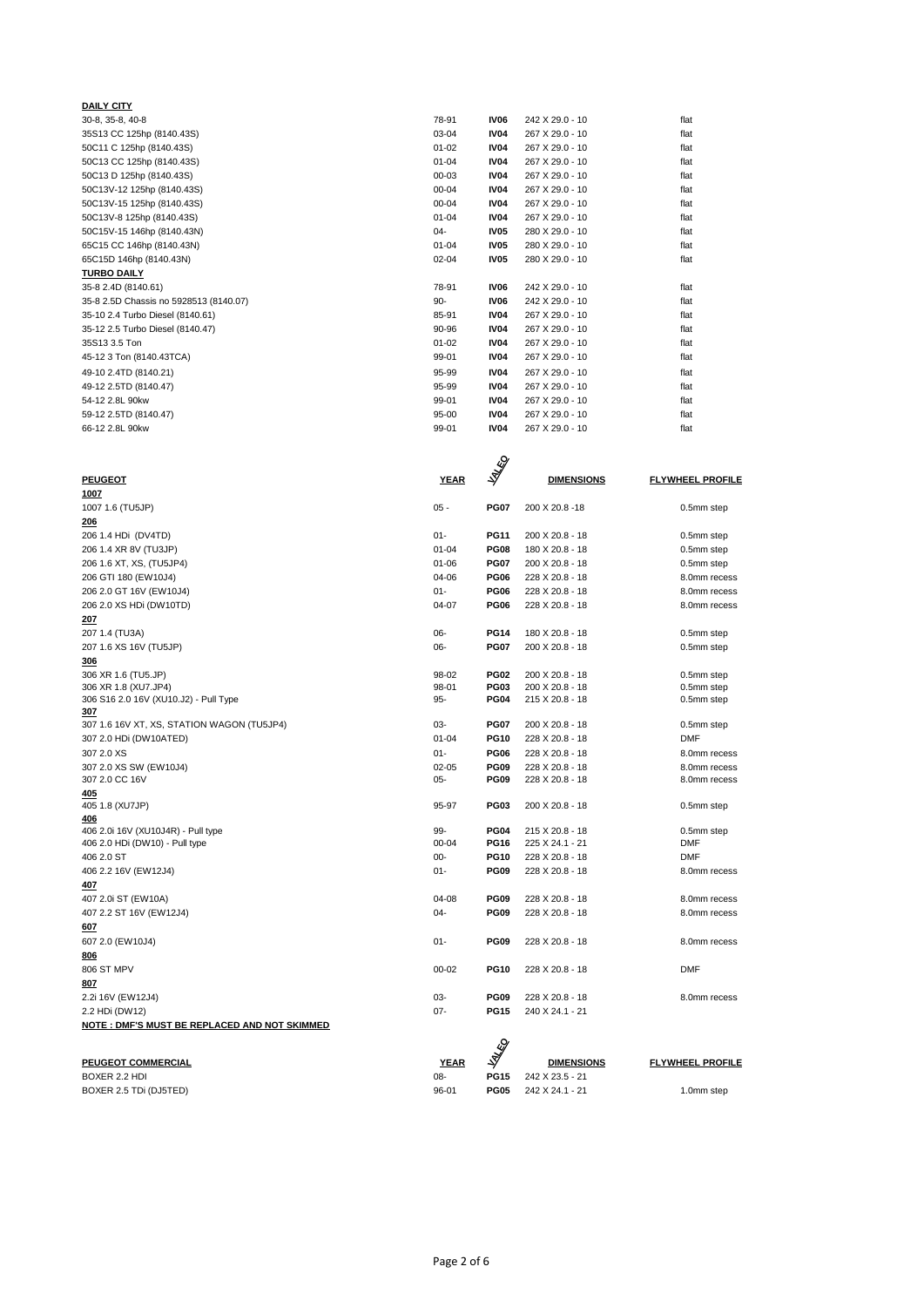| DAILY CITY | | | | |
|---|---|---|---|---|
| 30-8, 35-8, 40-8 | 78-91 | **IV06** | 242 X 29.0 - 10 | flat |
| 35S13 CC 125hp (8140.43S) | 03-04 | **IV04** | 267 X 29.0 - 10 | flat |
| 50C11 C 125hp (8140.43S) | 01-02 | **IV04** | 267 X 29.0 - 10 | flat |
| 50C13 CC 125hp (8140.43S) | 01-04 | **IV04** | 267 X 29.0 - 10 | flat |
| 50C13 D 125hp (8140.43S) | 00-03 | **IV04** | 267 X 29.0 - 10 | flat |
| 50C13V-12 125hp (8140.43S) | 00-04 | **IV04** | 267 X 29.0 - 10 | flat |
| 50C13V-15 125hp (8140.43S) | 00-04 | **IV04** | 267 X 29.0 - 10 | flat |
| 50C13V-8 125hp (8140.43S) | 01-04 | **IV04** | 267 X 29.0 - 10 | flat |
| 50C15V-15 146hp (8140.43N) | 04- | **IV05** | 280 X 29.0 - 10 | flat |
| 65C15 CC 146hp (8140.43N) | 01-04 | **IV05** | 280 X 29.0 - 10 | flat |
| 65C15D 146hp (8140.43N) | 02-04 | **IV05** | 280 X 29.0 - 10 | flat |
| **TURBO DAILY** | | | | |
| 35-8 2.4D (8140.61) | 78-91 | **IV06** | 242 X 29.0 - 10 | flat |
| 35-8 2.5D Chassis no 5928513 (8140.07) | 90- | **IV06** | 242 X 29.0 - 10 | flat |
| 35-10 2.4 Turbo Diesel (8140.61) | 85-91 | **IV04** | 267 X 29.0 - 10 | flat |
| 35-12 2.5 Turbo Diesel (8140.47) | 90-96 | **IV04** | 267 X 29.0 - 10 | flat |
| 35S13 3.5 Ton | 01-02 | **IV04** | 267 X 29.0 - 10 | flat |
| 45-12 3 Ton (8140.43TCA) | 99-01 | **IV04** | 267 X 29.0 - 10 | flat |
| 49-10 2.4TD (8140.21) | 95-99 | **IV04** | 267 X 29.0 - 10 | flat |
| 49-12 2.5TD (8140.47) | 95-99 | **IV04** | 267 X 29.0 - 10 | flat |
| 54-12 2.8L 90kw | 99-01 | **IV04** | 267 X 29.0 - 10 | flat |
| 59-12 2.5TD (8140.47) | 95-00 | **IV04** | 267 X 29.0 - 10 | flat |
| 66-12 2.8L 90kw | 99-01 | **IV04** | 267 X 29.0 - 10 | flat |

| PEUGEOT | YEAR | VALEO | DIMENSIONS | FLYWHEEL PROFILE |
|---|---|---|---|---|
| **1007** | | | | |
| 1007 1.6 (TU5JP) | 05 - | **PG07** | 200 X 20.8 -18 | 0.5mm step |
| **206** | | | | |
| 206 1.4 HDi (DV4TD) | 01- | **PG11** | 200 X 20.8 - 18 | 0.5mm step |
| 206 1.4 XR 8V (TU3JP) | 01-04 | **PG08** | 180 X 20.8 - 18 | 0.5mm step |
| 206 1.6 XT, XS, (TU5JP4) | 01-06 | **PG07** | 200 X 20.8 - 18 | 0.5mm step |
| 206 GTI 180 (EW10J4) | 04-06 | **PG06** | 228 X 20.8 - 18 | 8.0mm recess |
| 206 2.0 GT 16V (EW10J4) | 01- | **PG06** | 228 X 20.8 - 18 | 8.0mm recess |
| 206 2.0 XS HDi (DW10TD) | 04-07 | **PG06** | 228 X 20.8 - 18 | 8.0mm recess |
| **207** | | | | |
| 207 1.4 (TU3A) | 06- | **PG14** | 180 X 20.8 - 18 | 0.5mm step |
| 207 1.6 XS 16V (TU5JP) | 06- | **PG07** | 200 X 20.8 - 18 | 0.5mm step |
| **306** | | | | |
| 306 XR 1.6 (TU5.JP) | 98-02 | **PG02** | 200 X 20.8 - 18 | 0.5mm step |
| 306 XR 1.8 (XU7.JP4) | 98-01 | **PG03** | 200 X 20.8 - 18 | 0.5mm step |
| 306 S16 2.0 16V (XU10.J2) - Pull Type | 95- | **PG04** | 215 X 20.8 - 18 | 0.5mm step |
| **307** | | | | |
| 307 1.6 16V XT, XS, STATION WAGON (TU5JP4) | 03- | **PG07** | 200 X 20.8 - 18 | 0.5mm step |
| 307 2.0 HDi (DW10ATED) | 01-04 | **PG10** | 228 X 20.8 - 18 | DMF |
| 307 2.0 XS | 01- | **PG06** | 228 X 20.8 - 18 | 8.0mm recess |
| 307 2.0 XS SW (EW10J4) | 02-05 | **PG09** | 228 X 20.8 - 18 | 8.0mm recess |
| 307 2.0 CC 16V | 05- | **PG09** | 228 X 20.8 - 18 | 8.0mm recess |
| **405** | | | | |
| 405 1.8 (XU7JP) | 95-97 | **PG03** | 200 X 20.8 - 18 | 0.5mm step |
| **406** | | | | |
| 406 2.0i 16V (XU10J4R) - Pull type | 99- | **PG04** | 215 X 20.8 - 18 | 0.5mm step |
| 406 2.0 HDi (DW10) - Pull type | 00-04 | **PG16** | 225 X 24.1 - 21 | DMF |
| 406 2.0 ST | 00- | **PG10** | 228 X 20.8 - 18 | DMF |
| 406 2.2 16V (EW12J4) | 01- | **PG09** | 228 X 20.8 - 18 | 8.0mm recess |
| **407** | | | | |
| 407 2.0i ST (EW10A) | 04-08 | **PG09** | 228 X 20.8 - 18 | 8.0mm recess |
| 407 2.2 ST 16V (EW12J4) | 04- | **PG09** | 228 X 20.8 - 18 | 8.0mm recess |
| **607** | | | | |
| 607 2.0 (EW10J4) | 01- | **PG09** | 228 X 20.8 - 18 | 8.0mm recess |
| **806** | | | | |
| 806 ST MPV | 00-02 | **PG10** | 228 X 20.8 - 18 | DMF |
| **807** | | | | |
| 2.2i 16V (EW12J4) | 03- | **PG09** | 228 X 20.8 - 18 | 8.0mm recess |
| 2.2 HDi (DW12) | 07- | **PG15** | 240 X 24.1 - 21 | |

**NOTE : DMF'S MUST BE REPLACED AND NOT SKIMMED**

| PEUGEOT COMMERCIAL | YEAR | VALEO | DIMENSIONS | FLYWHEEL PROFILE |
|---|---|---|---|---|
| BOXER 2.2 HDI | 08- | **PG15** | 242 X 23.5 - 21 | |
| BOXER 2.5 TDi (DJ5TED) | 96-01 | **PG05** | 242 X 24.1 - 21 | 1.0mm step |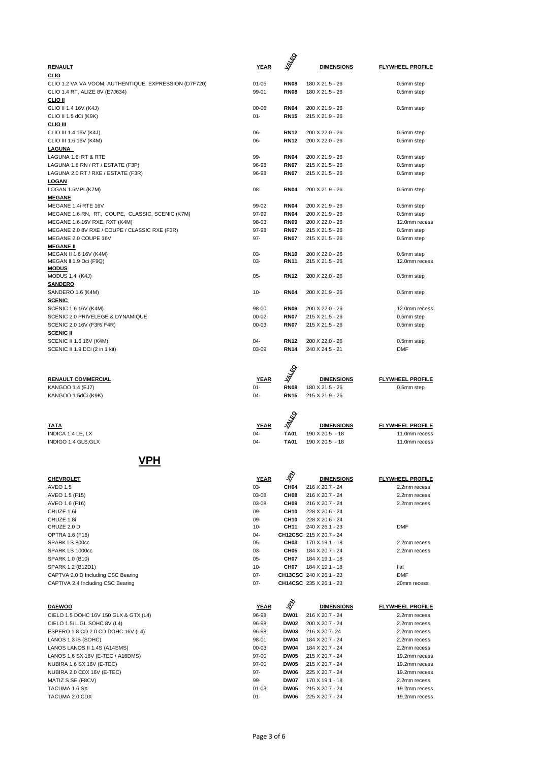| RENAULT | YEAR | VALEO | DIMENSIONS | FLYWHEEL PROFILE |
|---|---|---|---|---|
| **CLIO** | | | | |
| CLIO 1.2 VA VA VOOM, AUTHENTIQUE, EXPRESSION (D7F720) | 01-05 | **RN08** | 180 X 21.5 - 26 | 0.5mm step |
| CLIO 1.4 RT, ALIZE 8V (E7J634) | 99-01 | **RN08** | 180 X 21.5 - 26 | 0.5mm step |
| **CLIO II** | | | | |
| CLIO II 1.4 16V (K4J) | 00-06 | **RN04** | 200 X 21.9 - 26 | 0.5mm step |
| CLIO II 1.5 dCi (K9K) | 01- | **RN15** | 215 X 21.9 - 26 | |
| **CLIO III** | | | | |
| CLIO III 1.4 16V (K4J) | 06- | **RN12** | 200 X 22.0 - 26 | 0.5mm step |
| CLIO III 1.6 16V (K4M) | 06- | **RN12** | 200 X 22.0 - 26 | 0.5mm step |
| **LAGUNA** | | | | |
| LAGUNA 1.6i RT & RTE | 99- | **RN04** | 200 X 21.9 - 26 | 0.5mm step |
| LAGUNA 1.8 RN / RT / ESTATE (F3P) | 96-98 | **RN07** | 215 X 21.5 - 26 | 0.5mm step |
| LAGUNA 2.0 RT / RXE / ESTATE (F3R) | 96-98 | **RN07** | 215 X 21.5 - 26 | 0.5mm step |
| **LOGAN** | | | | |
| LOGAN 1.6MPI (K7M) | 08- | **RN04** | 200 X 21.9 - 26 | 0.5mm step |
| **MEGANE** | | | | |
| MEGANE 1.4i RTE 16V | 99-02 | **RN04** | 200 X 21.9 - 26 | 0.5mm step |
| MEGANE 1.6 RN, RT, COUPE, CLASSIC, SCENIC (K7M) | 97-99 | **RN04** | 200 X 21.9 - 26 | 0.5mm step |
| MEGANE 1.6 16V RXE, RXT (K4M) | 98-03 | **RN09** | 200 X 22.0 - 26 | 12.0mm recess |
| MEGANE 2.0 8V RXE / COUPE / CLASSIC RXE (F3R) | 97-98 | **RN07** | 215 X 21.5 - 26 | 0.5mm step |
| MEGANE 2.0 COUPE 16V | 97- | **RN07** | 215 X 21.5 - 26 | 0.5mm step |
| **MEGANE II** | | | | |
| MEGAN II 1.6 16V (K4M) | 03- | **RN10** | 200 X 22.0 - 26 | 0.5mm step |
| MEGAN II 1.9 Dci (F9Q) | 03- | **RN11** | 215 X 21.5 - 26 | 12.0mm recess |
| **MODUS** | | | | |
| MODUS 1.4i (K4J) | 05- | **RN12** | 200 X 22.0 - 26 | 0.5mm step |
| **SANDERO** | | | | |
| SANDERO 1.6 (K4M) | 10- | **RN04** | 200 X 21.9 - 26 | 0.5mm step |
| **SCENIC** | | | | |
| SCENIC 1.6 16V (K4M) | 98-00 | **RN09** | 200 X 22.0 - 26 | 12.0mm recess |
| SCENIC 2.0 PRIVELEGE & DYNAMIQUE | 00-02 | **RN07** | 215 X 21.5 - 26 | 0.5mm step |
| SCENIC 2.0 16V (F3R/ F4R) | 00-03 | **RN07** | 215 X 21.5 - 26 | 0.5mm step |
| **SCENIC II** | | | | |
| SCENIC II 1.6 16V (K4M) | 04- | **RN12** | 200 X 22.0 - 26 | 0.5mm step |
| SCENIC II 1.9 DCi (2 in 1 kit) | 03-09 | **RN14** | 240 X 24.5 - 21 | DMF |

| RENAULT COMMERCIAL | YEAR | VALEO | DIMENSIONS | FLYWHEEL PROFILE |
|---|---|---|---|---|
| KANGOO 1.4 (EJ7) | 01- | **RN08** | 180 X 21.5 - 26 | 0.5mm step |
| KANGOO 1.5dCi (K9K) | 04- | **RN15** | 215 X 21.9 - 26 | |

| TATA | YEAR | VALEO | DIMENSIONS | FLYWHEEL PROFILE |
|---|---|---|---|---|
| INDICA 1.4 LE, LX | 04- | **TA01** | 190 X 20.5 - 18 | 11.0mm recess |
| INDIGO 1.4 GLS,GLX | 04- | **TA01** | 190 X 20.5 - 18 | 11.0mm recess |

# VPH

| CHEVROLET | YEAR | VPH | DIMENSIONS | FLYWHEEL PROFILE |
|---|---|---|---|---|
| AVEO 1.5 | 03- | **CH04** | 216 X 20.7 - 24 | 2.2mm recess |
| AVEO 1.5 (F15) | 03-08 | **CH08** | 216 X 20.7 - 24 | 2.2mm recess |
| AVEO 1.6 (F16) | 03-08 | **CH09** | 216 X 20.7 - 24 | 2.2mm recess |
| CRUZE 1.6i | 09- | **CH10** | 228 X 20.6 - 24 | |
| CRUZE 1.8i | 09- | **CH10** | 228 X 20.6 - 24 | |
| CRUZE 2.0 D | 10- | **CH11** | 240 X 26.1 - 23 | DMF |
| OPTRA 1.6 (F16) | 04- | **CH12CSC** | 215 X 20.7 - 24 | |
| SPARK LS 800cc | 05- | **CH03** | 170 X 19.1 - 18 | 2.2mm recess |
| SPARK LS 1000cc | 03- | **CH05** | 184 X 20.7 - 24 | 2.2mm recess |
| SPARK 1.0 (B10) | 05- | **CH07** | 184 X 19.1 - 18 | |
| SPARK 1.2 (B12D1) | 10- | **CH07** | 184 X 19.1 - 18 | flat |
| CAPTVA 2.0 D Including CSC Bearing | 07- | **CH13CSC** | 240 X 26.1 - 23 | DMF |
| CAPTIVA 2.4 Including CSC Bearing | 07- | **CH14CSC** | 235 X 26.1 - 23 | 20mm recess |

| DAEWOO | YEAR | VPH | DIMENSIONS | FLYWHEEL PROFILE |
|---|---|---|---|---|
| CIELO 1.5 DOHC 16V 150 GLX & GTX (L4) | 96-98 | **DW01** | 216 X 20.7 - 24 | 2.2mm recess |
| CIELO 1.5i L,GL SOHC 8V (L4) | 96-98 | **DW02** | 200 X 20.7 - 24 | 2.2mm recess |
| ESPERO 1.8 CD 2.0 CD DOHC 16V (L4) | 96-98 | **DW03** | 216 X 20.7- 24 | 2.2mm recess |
| LANOS 1.3 iS (SOHC) | 98-01 | **DW04** | 184 X 20.7 - 24 | 2.2mm recess |
| LANOS LANOS II 1.4S (A14SMS) | 00-03 | **DW04** | 184 X 20.7 - 24 | 2.2mm recess |
| LANOS 1.6 SX 16V (E-TEC / A16DMS) | 97-00 | **DW05** | 215 X 20.7 - 24 | 19.2mm recess |
| NUBIRA 1.6 SX 16V (E-TEC) | 97-00 | **DW05** | 215 X 20.7 - 24 | 19.2mm recess |
| NUBIRA 2.0 CDX 16V (E-TEC) | 97- | **DW06** | 225 X 20.7 - 24 | 19.2mm recess |
| MATIZ S SE (F8CV) | 99- | **DW07** | 170 X 19.1 - 18 | 2.2mm recess |
| TACUMA 1.6 SX | 01-03 | **DW05** | 215 X 20.7 - 24 | 19.2mm recess |
| TACUMA 2.0 CDX | 01- | **DW06** | 225 X 20.7 - 24 | 19.2mm recess |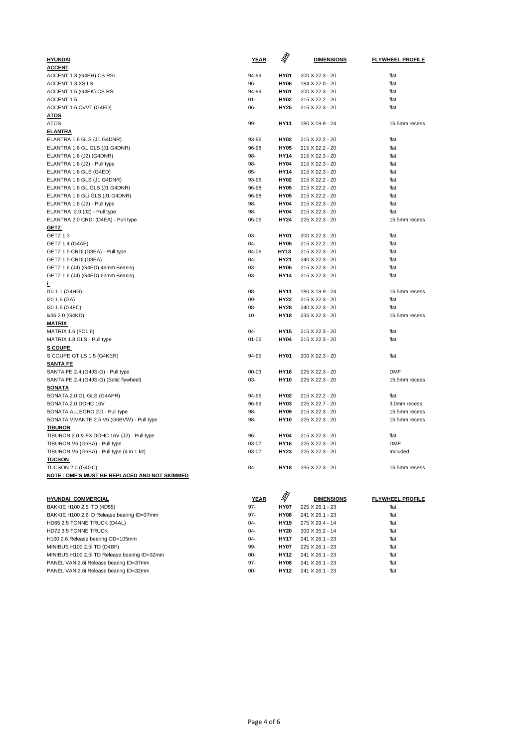| HYUNDAI | YEAR | VPH | DIMENSIONS | FLYWHEEL PROFILE |
|---|---|---|---|---|
| **ACCENT** | | | | |
| ACCENT 1.3 (G4EH) CS RSi | 94-99 | **HY01** | 200 X 22.3 - 20 | flat |
| ACCENT 1.3 XS LS | 96- | **HY06** | 184 X 22.0 - 20 | flat |
| ACCENT 1.5 (G4EK) CS RSi | 94-99 | **HY01** | 200 X 22.3 - 20 | flat |
| ACCENT 1.5 | 01- | **HY02** | 215 X 22.2 - 20 | flat |
| ACCENT 1.6 CVVT (G4ED) | 06- | **HY25** | 215 X 22.3 - 20 | flat |
| **ATOS** | | | | |
| ATOS | 99- | **HY11** | 180 X 19.9 - 24 | 15.5mm recess |
| **ELANTRA** | | | | |
| ELANTRA 1.6 GLS (J1 G4DNR) | 93-96 | **HY02** | 215 X 22.2 - 20 | flat |
| ELANTRA 1.6 GL GLS (J1 G4DNR) | 96-98 | **HY05** | 215 X 22.2 - 20 | flat |
| ELANTRA 1.6 (J2) (G4DNR) | 98- | **HY14** | 215 X 22.3 - 20 | flat |
| ELANTRA 1.6 (J2) - Pull type | 98- | **HY04** | 215 X 22.3 - 20 | flat |
| ELANTRA 1.6 GLS (G4ED) | 05- | **HY14** | 215 X 22.3 - 20 | flat |
| ELANTRA 1.8 GLS (J1 G4DNR) | 93-96 | **HY02** | 215 X 22.2 - 20 | flat |
| ELANTRA 1.8 GL GLS (J1 G4DNR) | 96-98 | **HY05** | 215 X 22.2 - 20 | flat |
| ELANTRA 1.8 GLi GLS (J1 G4DNR) | 96-98 | **HY05** | 215 X 22.2 - 20 | flat |
| ELANTRA 1.8 (J2) - Pull type | 98- | **HY04** | 215 X 22.3 - 20 | flat |
| ELANTRA 2.0 (J2) - Pull type | 98- | **HY04** | 215 X 22.3 - 20 | flat |
| ELANTRA 2.0 CRDI (D4EA) - Pull type | 05-06 | **HY24** | 225 X 22.3 - 20 | 15.5mm recess |
| **GETZ** | | | | |
| GETZ 1.3 | 03- | **HY01** | 200 X 22.3 - 20 | flat |
| GETZ 1.4 (G4AE) | 04- | **HY05** | 215 X 22.2 - 20 | flat |
| GETZ 1.5 CRDi (D3EA) - Pull type | 04-06 | **HY13** | 215 X 22.3 - 20 | flat |
| GETZ 1.5 CRDi (D3EA) | 04- | **HY21** | 240 X 22.3 - 20 | flat |
| GETZ 1.6 (J4) (G4ED) 46mm Bearing | 03- | **HY05** | 215 X 22.3 - 20 | flat |
| GETZ 1.6 (J4) (G4ED) 62mm Bearing | 03- | **HY14** | 215 X 22.3 - 20 | flat |
| **i** | | | | |
| i10 1.1 (G4HG) | 08- | **HY11** | 180 X 19.9 - 24 | 15.5mm recess |
| i20 1.6 (GA) | 09- | **HY22** | 215 X 22.3 - 20 | flat |
| i30 1.6 (G4FC) | 08- | **HY28** | 240 X 22.3 - 20 | flat |
| ix35 2.0 (G4KD) | 10- | **HY18** | 235 X 22.3 - 20 | 15.5mm recess |
| **MATRIX** | | | | |
| MATRIX 1.6 (FC1.6) | 04- | **HY15** | 215 X 22.3 - 20 | flat |
| MATRIX 1.8 GLS - Pull type | 01-06 | **HY04** | 215 X 22.3 - 20 | flat |
| **S COUPE** | | | | |
| S COUPE GT LS 1.5 (G4KER) | 94-95 | **HY01** | 200 X 22.3 - 20 | flat |
| **SANTA FE** | | | | |
| SANTA FE 2.4 (G4JS-G) - Pull type | 00-03 | **HY16** | 225 X 22.3 - 20 | DMF |
| SANTA FE 2.4 (G4JS-G) (Solid flywheel) | 03- | **HY10** | 225 X 22.3 - 20 | 15.5mm recess |
| **SONATA** | | | | |
| SONATA 2.0 GL GLS (G4APR) | 94-96 | **HY02** | 215 X 22.2 - 20 | flat |
| SONATA 2.0 DOHC 16V | 96-99 | **HY03** | 225 X 22.7 - 20 | 3.0mm recess |
| SONATA ALLEGRO 2.0 - Pull type | 98- | **HY09** | 215 X 22.3 - 20 | 15.5mm recess |
| SONATA VIVANTE 2.5 V6 (G6BVW) - Pull type | 98- | **HY10** | 225 X 22.3 - 20 | 15.5mm recess |
| **TIBURON** | | | | |
| TIBURON 2.0 & FX DOHC 16V (J2) - Pull type | 96- | **HY04** | 215 X 22.3 - 20 | flat |
| TIBURON V6 (G6BA) - Pull type | 03-07 | **HY16** | 225 X 22.3 - 20 | DMF |
| TIBURON V6 (G6BA) - Pull type (4 in 1 kit) | 03-07 | **HY23** | 225 X 22.3 - 20 | Included |
| **TUCSON** | | | | |
| TUCSON 2.0 (G4GC) | 04- | **HY18** | 235 X 22.3 - 20 | 15.5mm recess |

**NOTE : DMF'S MUST BE REPLACED AND NOT SKIMMED**

| HYUNDAI COMMERCIAL | YEAR | VPH | DIMENSIONS | FLYWHEEL PROFILE |
|---|---|---|---|---|
| BAKKIE H100 2.5i TD (4D55) | 97- | **HY07** | 225 X 26.1 - 23 | flat |
| BAKKIE H100 2.6i D Release bearing ID=37mm | 97- | **HY08** | 241 X 26.1 - 23 | flat |
| HD65 2.5 TONNE TRUCK (D4AL) | 04- | **HY19** | 275 X 29.4 - 14 | flat |
| HD72 3.5 TONNE TRUCK | 04- | **HY20** | 300 X 35.2 - 14 | flat |
| H100 2.6 Release bearing OD=105mm | 04- | **HY17** | 241 X 26.1 - 23 | flat |
| MINIBUS H100 2.5i TD (D4BF) | 99- | **HY07** | 225 X 26.1 - 23 | flat |
| MINIBUS H100 2.5i TD Release bearing ID=32mm | 00- | **HY12** | 241 X 26.1 - 23 | flat |
| PANEL VAN 2.6i Release bearing ID=37mm | 97- | **HY08** | 241 X 26.1 - 23 | flat |
| PANEL VAN 2.6i Release bearing ID=32mm | 00- | **HY12** | 241 X 26.1 - 23 | flat |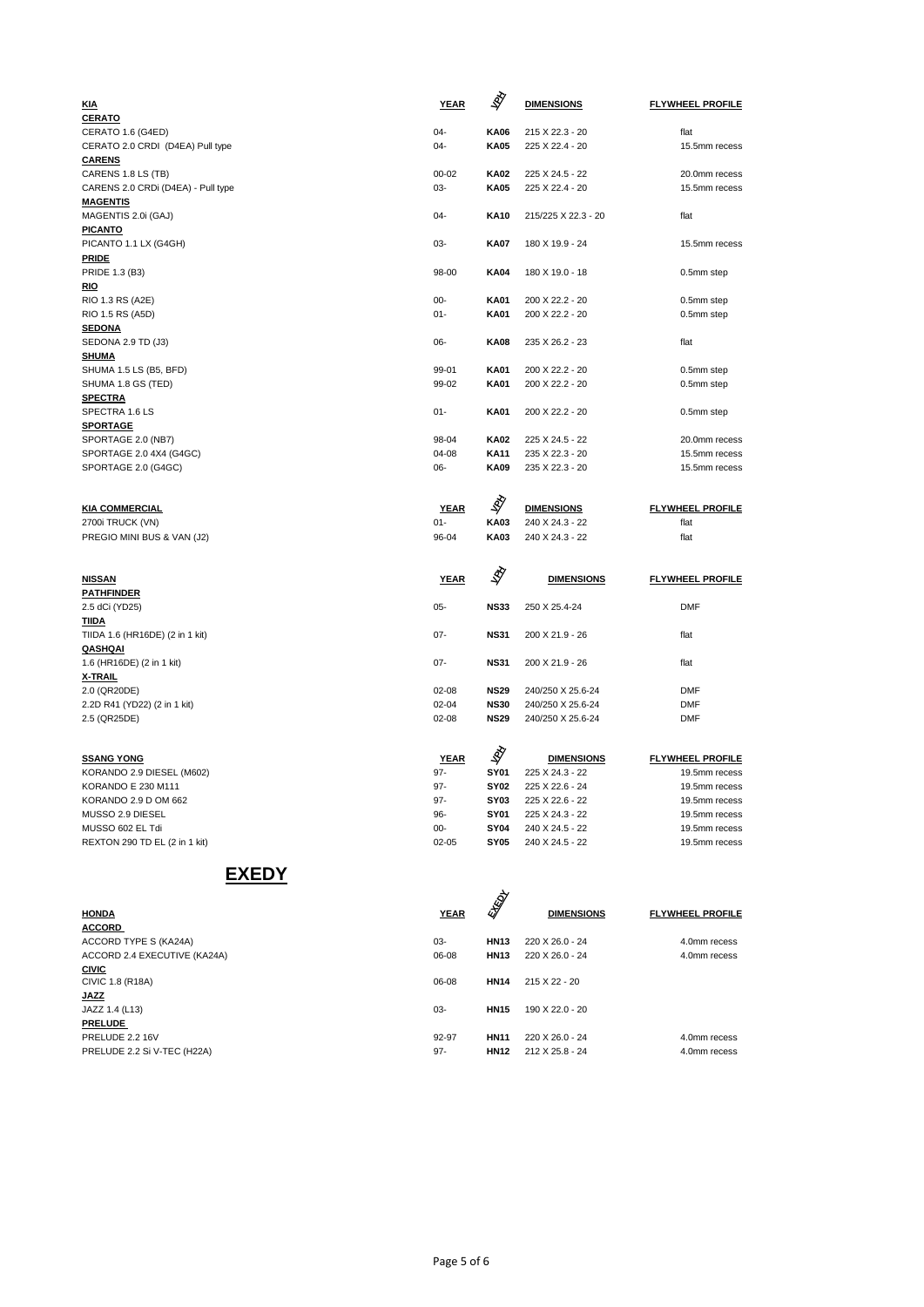| KIA | YEAR | VPH | DIMENSIONS | FLYWHEEL PROFILE |
|---|---|---|---|---|
| **CERATO** | | | | |
| CERATO 1.6 (G4ED) | 04- | **KA06** | 215 X 22.3 - 20 | flat |
| CERATO 2.0 CRDI (D4EA) Pull type | 04- | **KA05** | 225 X 22.4 - 20 | 15.5mm recess |
| **CARENS** | | | | |
| CARENS 1.8 LS (TB) | 00-02 | **KA02** | 225 X 24.5 - 22 | 20.0mm recess |
| CARENS 2.0 CRDi (D4EA) - Pull type | 03- | **KA05** | 225 X 22.4 - 20 | 15.5mm recess |
| **MAGENTIS** | | | | |
| MAGENTIS 2.0i (GAJ) | 04- | **KA10** | 215/225 X 22.3 - 20 | flat |
| **PICANTO** | | | | |
| PICANTO 1.1 LX (G4GH) | 03- | **KA07** | 180 X 19.9 - 24 | 15.5mm recess |
| **PRIDE** | | | | |
| PRIDE 1.3 (B3) | 98-00 | **KA04** | 180 X 19.0 - 18 | 0.5mm step |
| **RIO** | | | | |
| RIO 1.3 RS (A2E) | 00- | **KA01** | 200 X 22.2 - 20 | 0.5mm step |
| RIO 1.5 RS (A5D) | 01- | **KA01** | 200 X 22.2 - 20 | 0.5mm step |
| **SEDONA** | | | | |
| SEDONA 2.9 TD (J3) | 06- | **KA08** | 235 X 26.2 - 23 | flat |
| **SHUMA** | | | | |
| SHUMA 1.5 LS (B5, BFD) | 99-01 | **KA01** | 200 X 22.2 - 20 | 0.5mm step |
| SHUMA 1.8 GS (TED) | 99-02 | **KA01** | 200 X 22.2 - 20 | 0.5mm step |
| **SPECTRA** | | | | |
| SPECTRA 1.6 LS | 01- | **KA01** | 200 X 22.2 - 20 | 0.5mm step |
| **SPORTAGE** | | | | |
| SPORTAGE 2.0 (NB7) | 98-04 | **KA02** | 225 X 24.5 - 22 | 20.0mm recess |
| SPORTAGE 2.0 4X4 (G4GC) | 04-08 | **KA11** | 235 X 22.3 - 20 | 15.5mm recess |
| SPORTAGE 2.0 (G4GC) | 06- | **KA09** | 235 X 22.3 - 20 | 15.5mm recess |

| KIA COMMERCIAL | YEAR | VPH | DIMENSIONS | FLYWHEEL PROFILE |
|---|---|---|---|---|
| 2700i TRUCK (VN) | 01- | **KA03** | 240 X 24.3 - 22 | flat |
| PREGIO MINI BUS & VAN (J2) | 96-04 | **KA03** | 240 X 24.3 - 22 | flat |

| NISSAN | YEAR | VPH | DIMENSIONS | FLYWHEEL PROFILE |
|---|---|---|---|---|
| **PATHFINDER** | | | | |
| 2.5 dCi (YD25) | 05- | **NS33** | 250 X 25.4-24 | DMF |
| **TIIDA** | | | | |
| TIIDA 1.6 (HR16DE) (2 in 1 kit) | 07- | **NS31** | 200 X 21.9 - 26 | flat |
| **QASHQAI** | | | | |
| 1.6 (HR16DE) (2 in 1 kit) | 07- | **NS31** | 200 X 21.9 - 26 | flat |
| **X-TRAIL** | | | | |
| 2.0 (QR20DE) | 02-08 | **NS29** | 240/250 X 25.6-24 | DMF |
| 2.2D R41 (YD22) (2 in 1 kit) | 02-04 | **NS30** | 240/250 X 25.6-24 | DMF |
| 2.5 (QR25DE) | 02-08 | **NS29** | 240/250 X 25.6-24 | DMF |

| SSANG YONG | YEAR | VPH | DIMENSIONS | FLYWHEEL PROFILE |
|---|---|---|---|---|
| KORANDO 2.9 DIESEL (M602) | 97- | **SY01** | 225 X 24.3 - 22 | 19.5mm recess |
| KORANDO E 230 M111 | 97- | **SY02** | 225 X 22.6 - 24 | 19.5mm recess |
| KORANDO 2.9 D OM 662 | 97- | **SY03** | 225 X 22.6 - 22 | 19.5mm recess |
| MUSSO 2.9 DIESEL | 96- | **SY01** | 225 X 24.3 - 22 | 19.5mm recess |
| MUSSO 602 EL Tdi | 00- | **SY04** | 240 X 24.5 - 22 | 19.5mm recess |
| REXTON 290 TD EL (2 in 1 kit) | 02-05 | **SY05** | 240 X 24.5 - 22 | 19.5mm recess |

# EXEDY

| HONDA | YEAR | EXEDY | DIMENSIONS | FLYWHEEL PROFILE |
|---|---|---|---|---|
| **ACCORD** | | | | |
| ACCORD TYPE S (KA24A) | 03- | **HN13** | 220 X 26.0 - 24 | 4.0mm recess |
| ACCORD 2.4 EXECUTIVE (KA24A) | 06-08 | **HN13** | 220 X 26.0 - 24 | 4.0mm recess |
| **CIVIC** | | | | |
| CIVIC 1.8 (R18A) | 06-08 | **HN14** | 215 X 22 - 20 | |
| **JAZZ** | | | | |
| JAZZ 1.4 (L13) | 03- | **HN15** | 190 X 22.0 - 20 | |
| **PRELUDE** | | | | |
| PRELUDE 2.2 16V | 92-97 | **HN11** | 220 X 26.0 - 24 | 4.0mm recess |
| PRELUDE 2.2 Si V-TEC (H22A) | 97- | **HN12** | 212 X 25.8 - 24 | 4.0mm recess |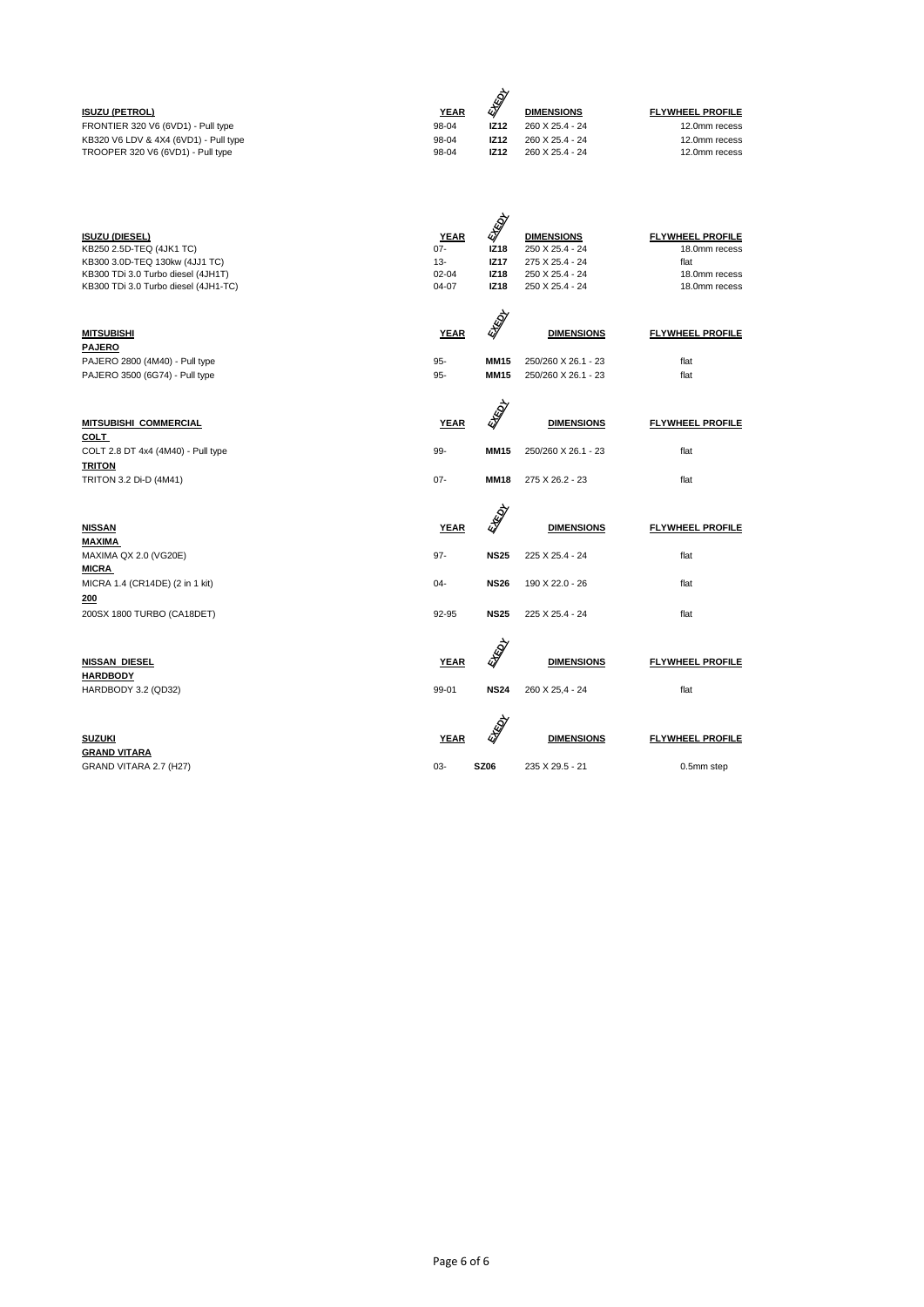| ISUZU (PETROL) | YEAR | EXEDY | DIMENSIONS | FLYWHEEL PROFILE |
|---|---|---|---|---|
| FRONTIER 320 V6 (6VD1) - Pull type | 98-04 | **IZ12** | 260 X 25.4 - 24 | 12.0mm recess |
| KB320 V6 LDV & 4X4 (6VD1) - Pull type | 98-04 | **IZ12** | 260 X 25.4 - 24 | 12.0mm recess |
| TROOPER 320 V6 (6VD1) - Pull type | 98-04 | **IZ12** | 260 X 25.4 - 24 | 12.0mm recess |

| ISUZU (DIESEL) | YEAR | EXEDY | DIMENSIONS | FLYWHEEL PROFILE |
|---|---|---|---|---|
| KB250 2.5D-TEQ (4JK1 TC) | 07- | **IZ18** | 250 X 25.4 - 24 | 18.0mm recess |
| KB300 3.0D-TEQ 130kw (4JJ1 TC) | 13- | **IZ17** | 275 X 25.4 - 24 | flat |
| KB300 TDi 3.0 Turbo diesel (4JH1T) | 02-04 | **IZ18** | 250 X 25.4 - 24 | 18.0mm recess |
| KB300 TDi 3.0 Turbo diesel (4JH1-TC) | 04-07 | **IZ18** | 250 X 25.4 - 24 | 18.0mm recess |

| MITSUBISHI | YEAR | EXEDY | DIMENSIONS | FLYWHEEL PROFILE |
|---|---|---|---|---|
| **PAJERO** | | | | |
| PAJERO 2800 (4M40) - Pull type | 95- | **MM15** | 250/260 X 26.1 - 23 | flat |
| PAJERO 3500 (6G74) - Pull type | 95- | **MM15** | 250/260 X 26.1 - 23 | flat |

| MITSUBISHI COMMERCIAL | YEAR | EXEDY | DIMENSIONS | FLYWHEEL PROFILE |
|---|---|---|---|---|
| **COLT** | | | | |
| COLT 2.8 DT 4x4 (4M40) - Pull type | 99- | **MM15** | 250/260 X 26.1 - 23 | flat |
| **TRITON** | | | | |
| TRITON 3.2 Di-D (4M41) | 07- | **MM18** | 275 X 26.2 - 23 | flat |

| NISSAN | YEAR | EXEDY | DIMENSIONS | FLYWHEEL PROFILE |
|---|---|---|---|---|
| **MAXIMA** | | | | |
| MAXIMA QX 2.0 (VG20E) | 97- | **NS25** | 225 X 25.4 - 24 | flat |
| **MICRA** | | | | |
| MICRA 1.4 (CR14DE) (2 in 1 kit) | 04- | **NS26** | 190 X 22.0 - 26 | flat |
| **200** | | | | |
| 200SX 1800 TURBO (CA18DET) | 92-95 | **NS25** | 225 X 25.4 - 24 | flat |

| NISSAN DIESEL | YEAR | EXEDY | DIMENSIONS | FLYWHEEL PROFILE |
|---|---|---|---|---|
| **HARDBODY** | | | | |
| HARDBODY 3.2 (QD32) | 99-01 | **NS24** | 260 X 25,4 - 24 | flat |

| SUZUKI | YEAR | EXEDY | DIMENSIONS | FLYWHEEL PROFILE |
|---|---|---|---|---|
| **GRAND VITARA** | | | | |
| GRAND VITARA 2.7 (H27) | 03- | **SZ06** | 235 X 29.5 - 21 | 0.5mm step |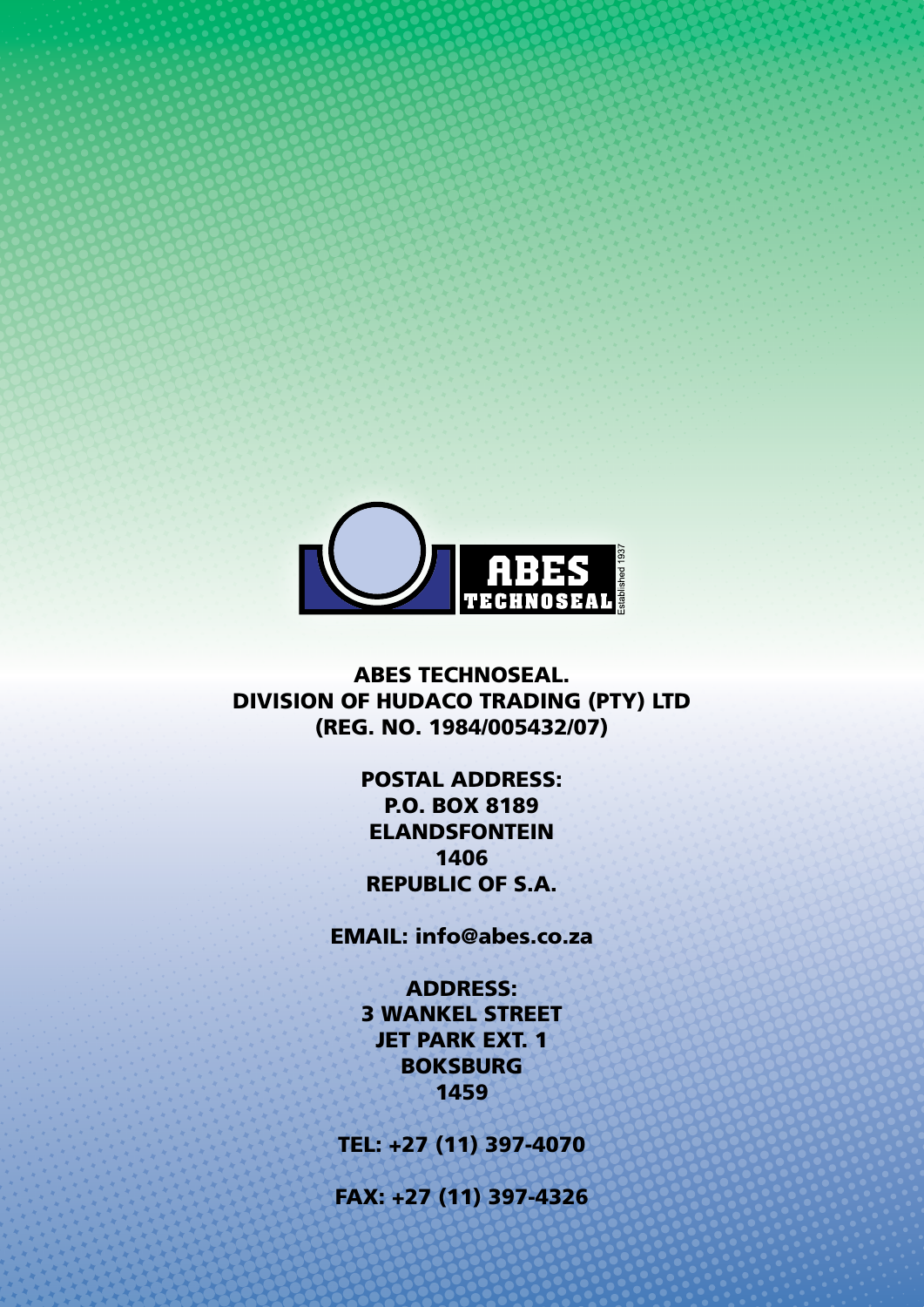ABES TECHNOSEAL

Established 1937

**ABES TECHNOSEAL.**
**DIVISION OF HUDACO TRADING (PTY) LTD**
**(REG. NO. 1984/005432/07)**

**POSTAL ADDRESS:**
**P.O. BOX 8189**
**ELANDSFONTEIN**
**1406**
**REPUBLIC OF S.A.**

**EMAIL: info@abes.co.za**

**ADDRESS:**
**3 WANKEL STREET**
**JET PARK EXT. 1**
**BOKSBURG**
**1459**

**TEL: +27 (11) 397-4070**

**FAX: +27 (11) 397-4326**